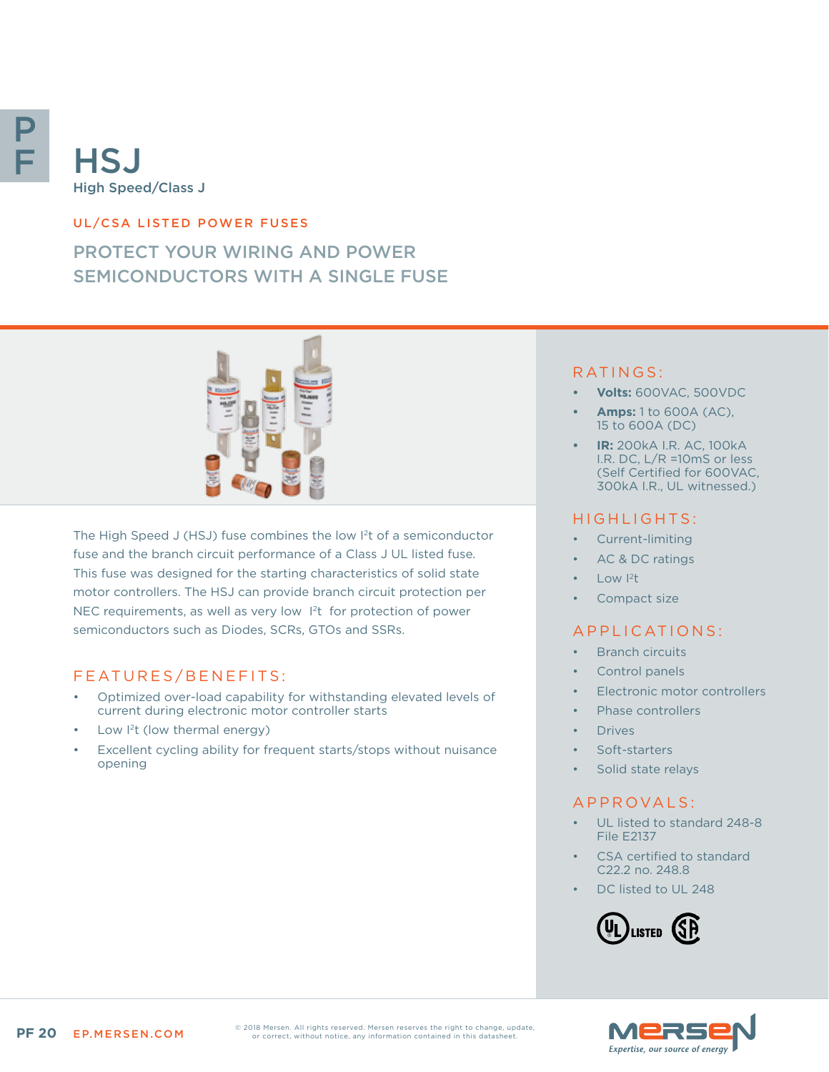# HSJ

High Speed/Class J

UL/CSA LISTED POWER FUSES

## PROTECT YOUR WIRING AND POWER SEMICONDUCTORS WITH A SINGLE FUSE

The High Speed J (HSJ) fuse combines the low $I^2t$ of a semiconductor fuse and the branch circuit performance of a Class J UL listed fuse. This fuse was designed for the starting characteristics of solid state motor controllers. The HSJ can provide branch circuit protection per NEC requirements, as well as very low $I^2t$ for protection of power semiconductors such as Diodes, SCRs, GTOs and SSRs.

### FEATURES/BENEFITS:

- Optimized over-load capability for withstanding elevated levels of current during electronic motor controller starts
- Low $I^2t$ (low thermal energy)
- Excellent cycling ability for frequent starts/stops without nuisance opening

### RATINGS:

- **Volts:** 600VAC, 500VDC
- **Amps:** 1 to 600A (AC), 15 to 600A (DC)
- **IR:** 200kA I.R. AC, 100kA I.R. DC, L/R =10mS or less (Self Certified for 600VAC, 300kA I.R., UL witnessed.)

### HIGHLIGHTS:

- Current-limiting
- AC & DC ratings
- Low $I^2t$
- Compact size

### APPLICATIONS:

- Branch circuits
- Control panels
- Electronic motor controllers
- Phase controllers
- Drives
- Soft-starters
- Solid state relays

### APPROVALS:

- UL listed to standard 248-8 File E2137
- CSA certified to standard C22.2 no. 248.8
- DC listed to UL 248

© 2018 Mersen. All rights reserved. Mersen reserves the right to change, update, or correct, without notice, any information contained in this datasheet.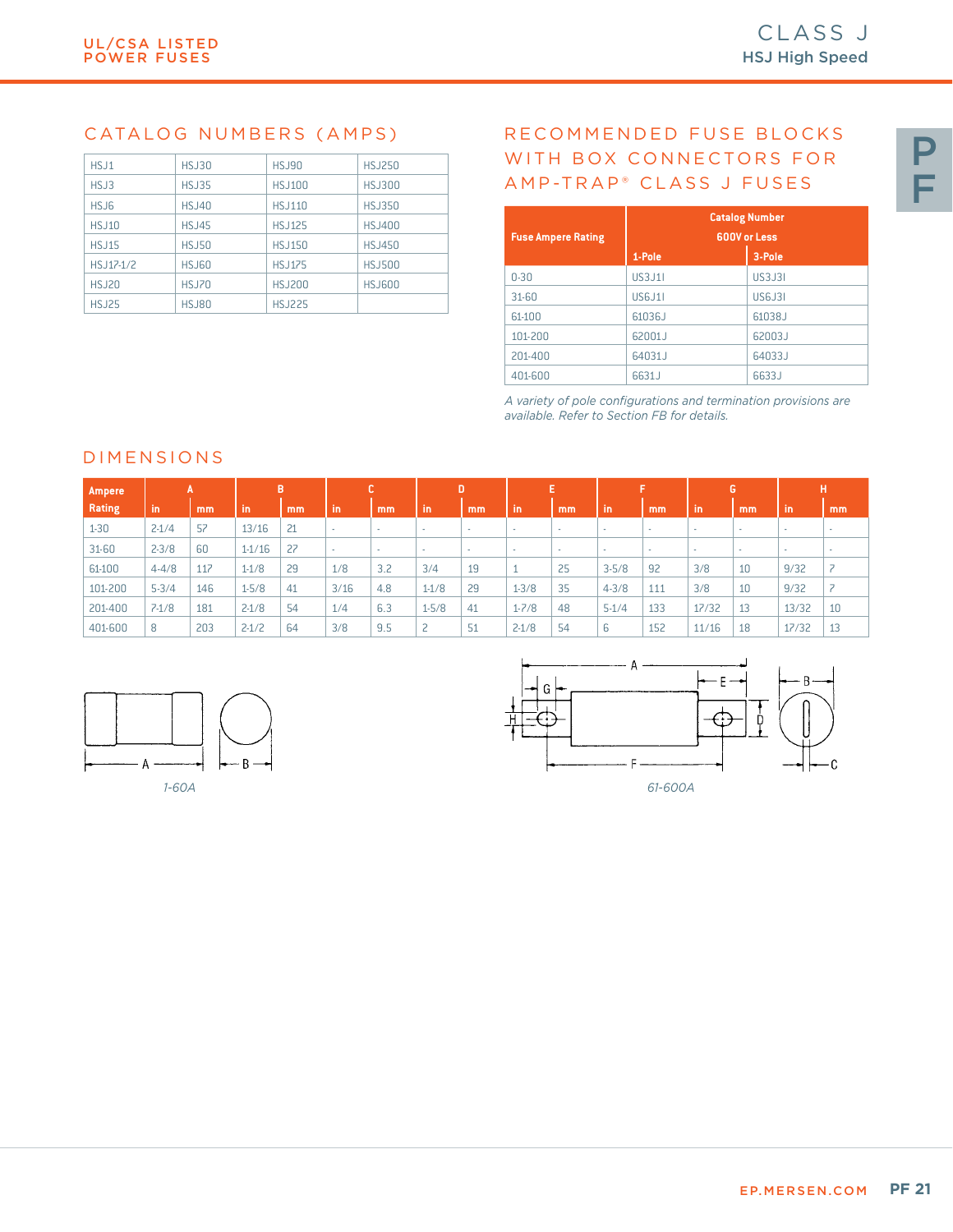## CATALOG NUMBERS (AMPS)

| | | | |
|---|---|---|---|
| HSJ1 | HSJ30 | HSJ90 | HSJ250 |
| HSJ3 | HSJ35 | HSJ100 | HSJ300 |
| HSJ6 | HSJ40 | HSJ110 | HSJ350 |
| HSJ10 | HSJ45 | HSJ125 | HSJ400 |
| HSJ15 | HSJ50 | HSJ150 | HSJ450 |
| HSJ17-1/2 | HSJ60 | HSJ175 | HSJ500 |
| HSJ20 | HSJ70 | HSJ200 | HSJ600 |
| HSJ25 | HSJ80 | HSJ225 | |

## RECOMMENDED FUSE BLOCKS WITH BOX CONNECTORS FOR AMP-TRAP® CLASS J FUSES

| Fuse Ampere Rating | Catalog Number 600V or Less | |
|---|---|---|
| | 1-Pole | 3-Pole |
| 0-30 | US3J1I | US3J3I |
| 31-60 | US6J1I | US6J3I |
| 61-100 | 61036J | 61038J |
| 101-200 | 62001J | 62003J |
| 201-400 | 64031J | 64033J |
| 401-600 | 6631J | 6633J |

*A variety of pole configurations and termination provisions are available. Refer to Section FB for details.*

## DIMENSIONS

| Ampere Rating | A | | B | | C | | D | | E | | F | | G | | H | |
|---|---|---|---|---|---|---|---|---|---|---|---|---|---|---|---|---|
| | in | mm | in | mm | in | mm | in | mm | in | mm | in | mm | in | mm | in | mm |
| 1-30 | 2-1/4 | 57 | 13/16 | 21 | - | - | - | - | - | - | - | - | - | - | - | - |
| 31-60 | 2-3/8 | 60 | 1-1/16 | 27 | - | - | - | - | - | - | - | - | - | - | - | - |
| 61-100 | 4-4/8 | 117 | 1-1/8 | 29 | 1/8 | 3.2 | 3/4 | 19 | 1 | 25 | 3-5/8 | 92 | 3/8 | 10 | 9/32 | 7 |
| 101-200 | 5-3/4 | 146 | 1-5/8 | 41 | 3/16 | 4.8 | 1-1/8 | 29 | 1-3/8 | 35 | 4-3/8 | 111 | 3/8 | 10 | 9/32 | 7 |
| 201-400 | 7-1/8 | 181 | 2-1/8 | 54 | 1/4 | 6.3 | 1-5/8 | 41 | 1-7/8 | 48 | 5-1/4 | 133 | 17/32 | 13 | 13/32 | 10 |
| 401-600 | 8 | 203 | 2-1/2 | 64 | 3/8 | 9.5 | 2 | 51 | 2-1/8 | 54 | 6 | 152 | 11/16 | 18 | 17/32 | 13 |

A
B

*1-60A*

A
G
E
H
D
F
B
C

*61-600A*